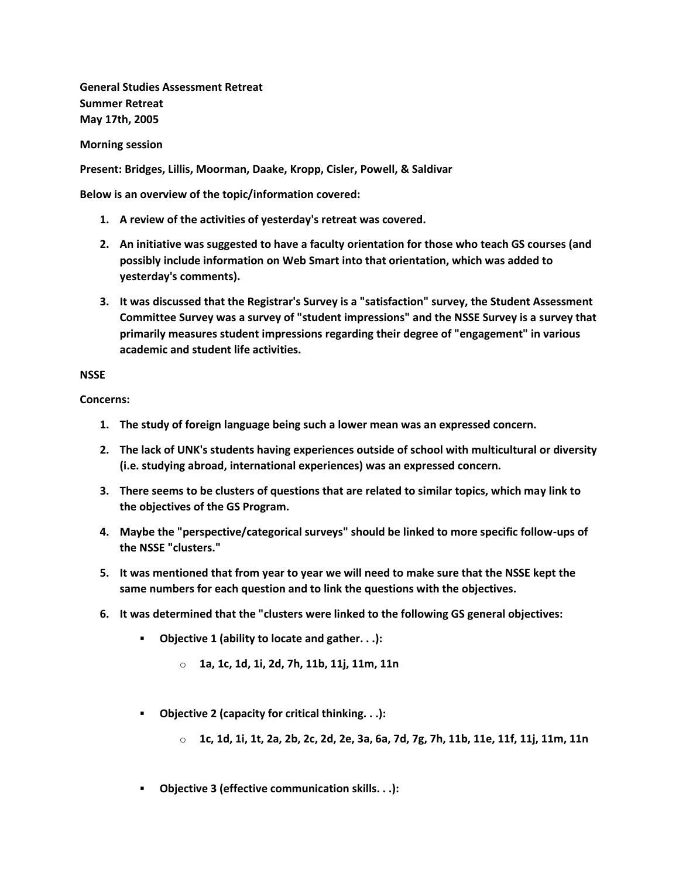**General Studies Assessment Retreat**
**Summer Retreat**
**May 17th, 2005**

**Morning session**

**Present: Bridges, Lillis, Moorman, Daake, Kropp, Cisler, Powell, & Saldivar**

**Below is an overview of the topic/information covered:**

1. **A review of the activities of yesterday's retreat was covered.**
2. **An initiative was suggested to have a faculty orientation for those who teach GS courses (and possibly include information on Web Smart into that orientation, which was added to yesterday's comments).**
3. **It was discussed that the Registrar's Survey is a "satisfaction" survey, the Student Assessment Committee Survey was a survey of "student impressions" and the NSSE Survey is a survey that primarily measures student impressions regarding their degree of "engagement" in various academic and student life activities.**

**NSSE**

**Concerns:**

1. **The study of foreign language being such a lower mean was an expressed concern.**
2. **The lack of UNK's students having experiences outside of school with multicultural or diversity (i.e. studying abroad, international experiences) was an expressed concern.**
3. **There seems to be clusters of questions that are related to similar topics, which may link to the objectives of the GS Program.**
4. **Maybe the "perspective/categorical surveys" should be linked to more specific follow-ups of the NSSE "clusters."**
5. **It was mentioned that from year to year we will need to make sure that the NSSE kept the same numbers for each question and to link the questions with the objectives.**
6. **It was determined that the "clusters were linked to the following GS general objectives:**
   - **Objective 1 (ability to locate and gather. . .):**
     - **1a, 1c, 1d, 1i, 2d, 7h, 11b, 11j, 11m, 11n**
   - **Objective 2 (capacity for critical thinking. . .):**
     - **1c, 1d, 1i, 1t, 2a, 2b, 2c, 2d, 2e, 3a, 6a, 7d, 7g, 7h, 11b, 11e, 11f, 11j, 11m, 11n**
   - **Objective 3 (effective communication skills. . .):**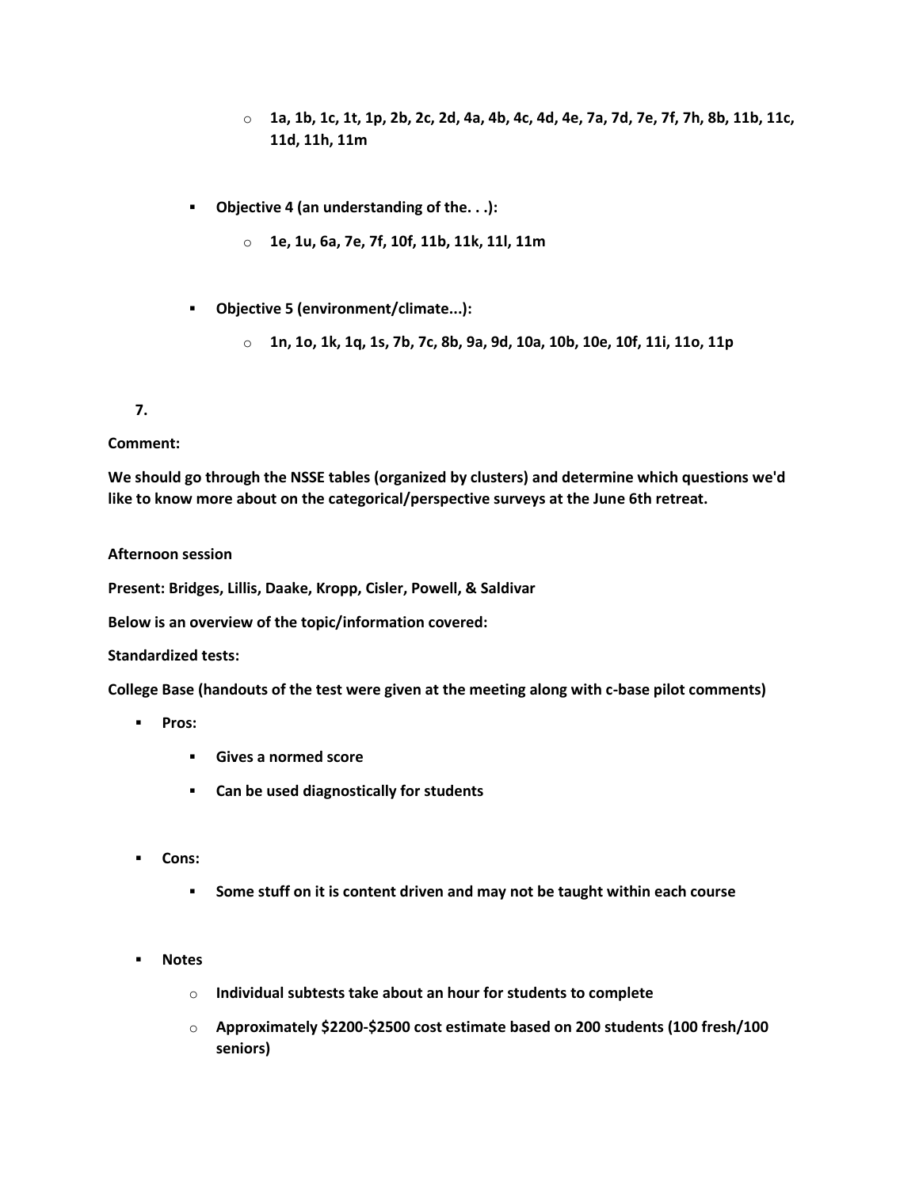- **1a, 1b, 1c, 1t, 1p, 2b, 2c, 2d, 4a, 4b, 4c, 4d, 4e, 7a, 7d, 7e, 7f, 7h, 8b, 11b, 11c, 11d, 11h, 11m**

- **Objective 4 (an understanding of the. . .):**
    - **1e, 1u, 6a, 7e, 7f, 10f, 11b, 11k, 11l, 11m**

- **Objective 5 (environment/climate...):**
    - **1n, 1o, 1k, 1q, 1s, 7b, 7c, 8b, 9a, 9d, 10a, 10b, 10e, 10f, 11i, 11o, 11p**

**7.**

**Comment:**

**We should go through the NSSE tables (organized by clusters) and determine which questions we'd like to know more about on the categorical/perspective surveys at the June 6th retreat.**

**Afternoon session**

**Present: Bridges, Lillis, Daake, Kropp, Cisler, Powell, & Saldivar**

**Below is an overview of the topic/information covered:**

**Standardized tests:**

**College Base (handouts of the test were given at the meeting along with c-base pilot comments)**

- **Pros:**
    - **Gives a normed score**
    - **Can be used diagnostically for students**

- **Cons:**
    - **Some stuff on it is content driven and may not be taught within each course**

- **Notes**
    - **Individual subtests take about an hour for students to complete**
    - **Approximately $2200-$2500 cost estimate based on 200 students (100 fresh/100 seniors)**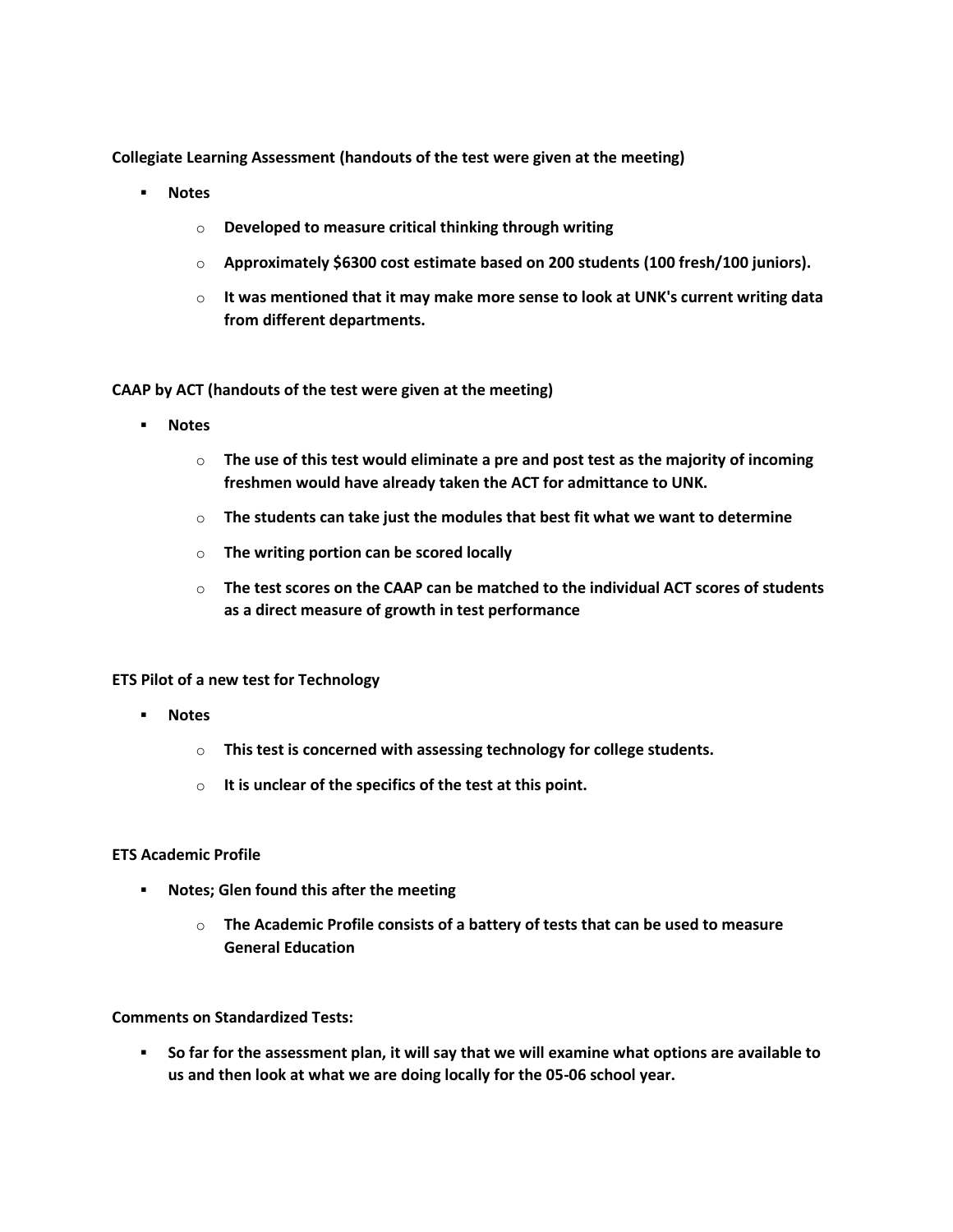**Collegiate Learning Assessment (handouts of the test were given at the meeting)**

- **Notes**
  - **Developed to measure critical thinking through writing**
  - **Approximately $6300 cost estimate based on 200 students (100 fresh/100 juniors).**
  - **It was mentioned that it may make more sense to look at UNK's current writing data from different departments.**

**CAAP by ACT (handouts of the test were given at the meeting)**

- **Notes**
  - **The use of this test would eliminate a pre and post test as the majority of incoming freshmen would have already taken the ACT for admittance to UNK.**
  - **The students can take just the modules that best fit what we want to determine**
  - **The writing portion can be scored locally**
  - **The test scores on the CAAP can be matched to the individual ACT scores of students as a direct measure of growth in test performance**

**ETS Pilot of a new test for Technology**

- **Notes**
  - **This test is concerned with assessing technology for college students.**
  - **It is unclear of the specifics of the test at this point.**

**ETS Academic Profile**

- **Notes; Glen found this after the meeting**
  - **The Academic Profile consists of a battery of tests that can be used to measure General Education**

**Comments on Standardized Tests:**

- **So far for the assessment plan, it will say that we will examine what options are available to us and then look at what we are doing locally for the 05-06 school year.**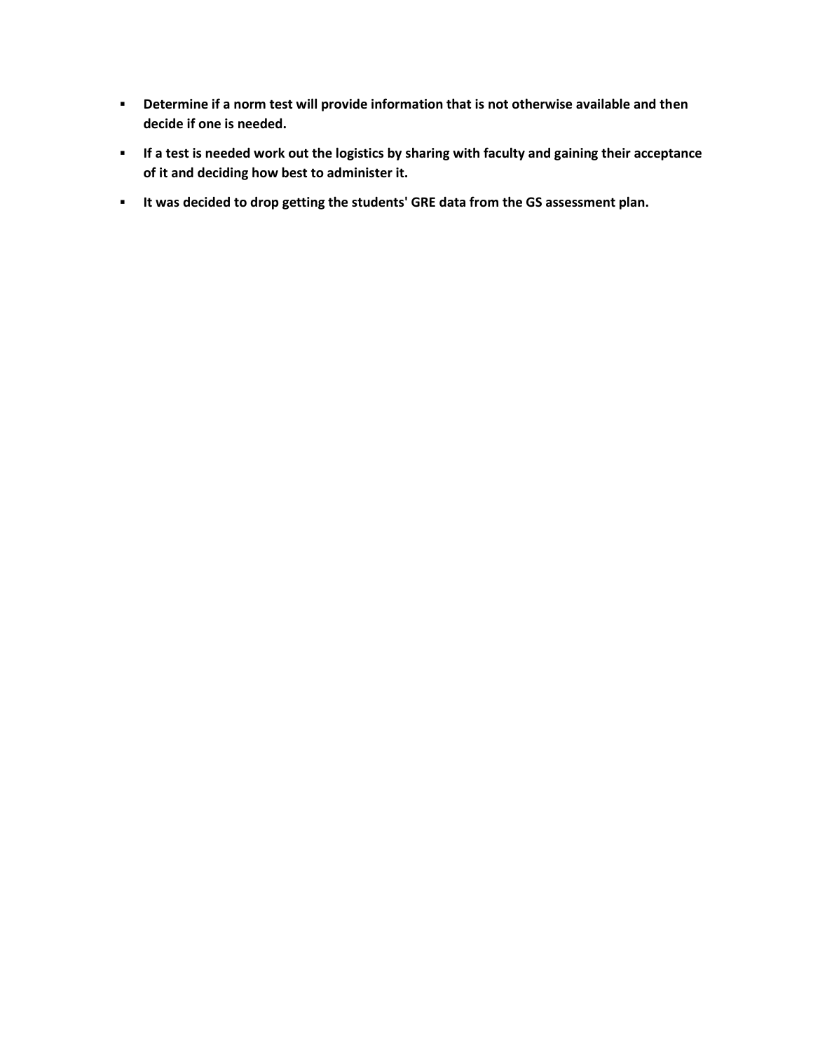- **Determine if a norm test will provide information that is not otherwise available and then decide if one is needed.**
- **If a test is needed work out the logistics by sharing with faculty and gaining their acceptance of it and deciding how best to administer it.**
- **It was decided to drop getting the students' GRE data from the GS assessment plan.**